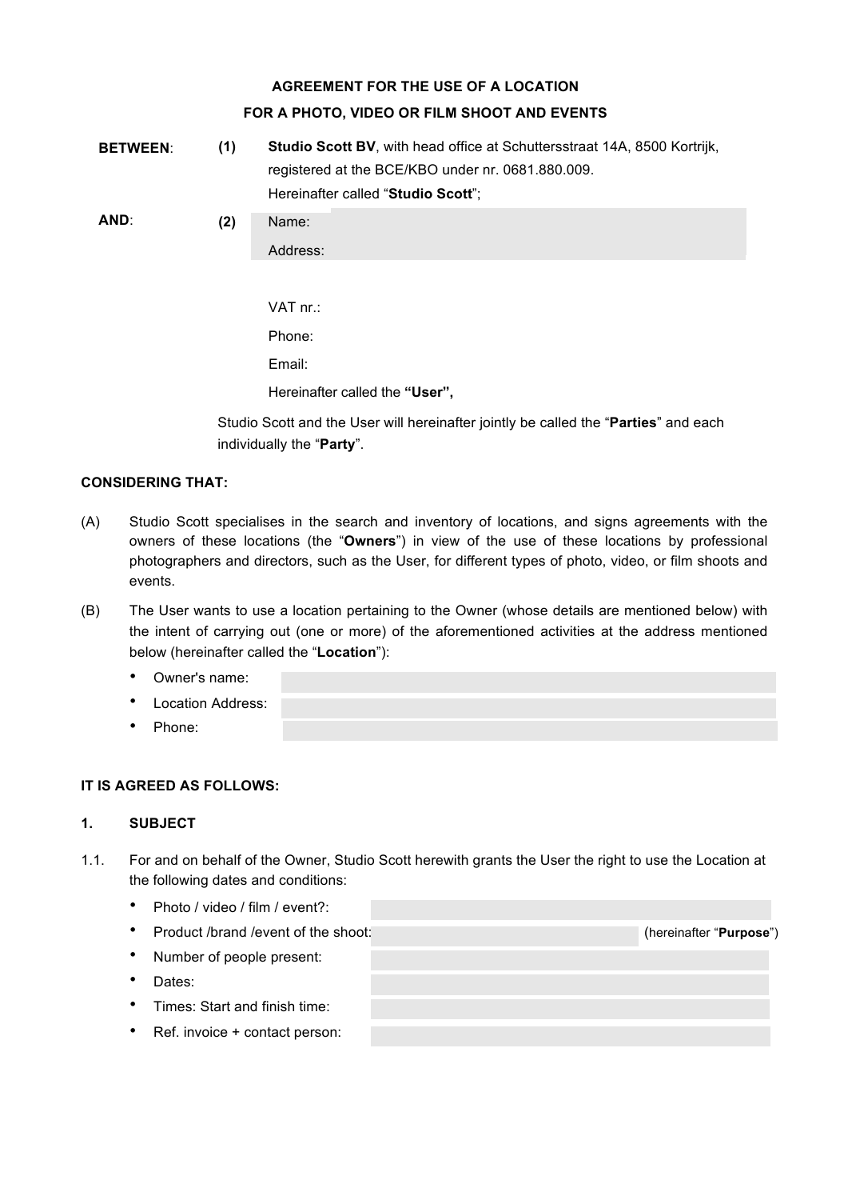**AGREEMENT FOR THE USE OF A LOCATION**

**FOR A PHOTO, VIDEO OR FILM SHOOT AND EVENTS**

**BETWEEN**: **(1)** **Studio Scott BV**, with head office at Schuttersstraat 14A, 8500 Kortrijk, registered at the BCE/KBO under nr. 0681.880.009.
Hereinafter called "**Studio Scott**";

**AND**: **(2)** Name:

Address:

VAT nr.:

Phone:

Email:

Hereinafter called the **"User",**

Studio Scott and the User will hereinafter jointly be called the "**Parties**" and each individually the "**Party**".

**CONSIDERING THAT:**

(A) Studio Scott specialises in the search and inventory of locations, and signs agreements with the owners of these locations (the "**Owners**") in view of the use of these locations by professional photographers and directors, such as the User, for different types of photo, video, or film shoots and events.

(B) The User wants to use a location pertaining to the Owner (whose details are mentioned below) with the intent of carrying out (one or more) of the aforementioned activities at the address mentioned below (hereinafter called the "**Location**"):

- Owner's name:
- Location Address:
- Phone:

**IT IS AGREED AS FOLLOWS:**

## 1. SUBJECT

1.1. For and on behalf of the Owner, Studio Scott herewith grants the User the right to use the Location at the following dates and conditions:

- Photo / video / film / event?:
- Product /brand /event of the shoot: (hereinafter "**Purpose**")
- Number of people present:
- Dates:
- Times: Start and finish time:
- Ref. invoice + contact person: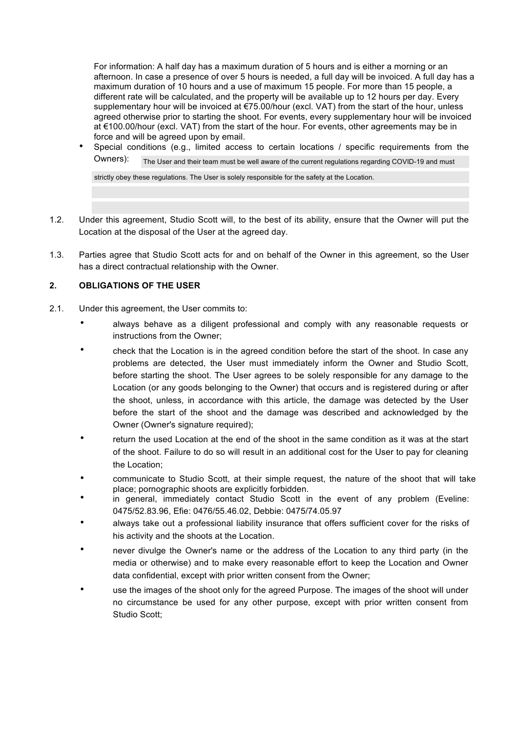For information: A half day has a maximum duration of 5 hours and is either a morning or an afternoon. In case a presence of over 5 hours is needed, a full day will be invoiced. A full day has a maximum duration of 10 hours and a use of maximum 15 people. For more than 15 people, a different rate will be calculated, and the property will be available up to 12 hours per day. Every supplementary hour will be invoiced at €75.00/hour (excl. VAT) from the start of the hour, unless agreed otherwise prior to starting the shoot. For events, every supplementary hour will be invoiced at €100.00/hour (excl. VAT) from the start of the hour. For events, other agreements may be in force and will be agreed upon by email.

- Special conditions (e.g., limited access to certain locations / specific requirements from the Owners): The User and their team must be well aware of the current regulations regarding COVID-19 and must strictly obey these regulations. The User is solely responsible for the safety at the Location.

1.2. Under this agreement, Studio Scott will, to the best of its ability, ensure that the Owner will put the Location at the disposal of the User at the agreed day.

1.3. Parties agree that Studio Scott acts for and on behalf of the Owner in this agreement, so the User has a direct contractual relationship with the Owner.

## 2. OBLIGATIONS OF THE USER

2.1. Under this agreement, the User commits to:

- always behave as a diligent professional and comply with any reasonable requests or instructions from the Owner;
- check that the Location is in the agreed condition before the start of the shoot. In case any problems are detected, the User must immediately inform the Owner and Studio Scott, before starting the shoot. The User agrees to be solely responsible for any damage to the Location (or any goods belonging to the Owner) that occurs and is registered during or after the shoot, unless, in accordance with this article, the damage was detected by the User before the start of the shoot and the damage was described and acknowledged by the Owner (Owner's signature required);
- return the used Location at the end of the shoot in the same condition as it was at the start of the shoot. Failure to do so will result in an additional cost for the User to pay for cleaning the Location;
- communicate to Studio Scott, at their simple request, the nature of the shoot that will take place; pornographic shoots are explicitly forbidden.
- in general, immediately contact Studio Scott in the event of any problem (Eveline: 0475/52.83.96, Efie: 0476/55.46.02, Debbie: 0475/74.05.97
- always take out a professional liability insurance that offers sufficient cover for the risks of his activity and the shoots at the Location.
- never divulge the Owner's name or the address of the Location to any third party (in the media or otherwise) and to make every reasonable effort to keep the Location and Owner data confidential, except with prior written consent from the Owner;
- use the images of the shoot only for the agreed Purpose. The images of the shoot will under no circumstance be used for any other purpose, except with prior written consent from Studio Scott;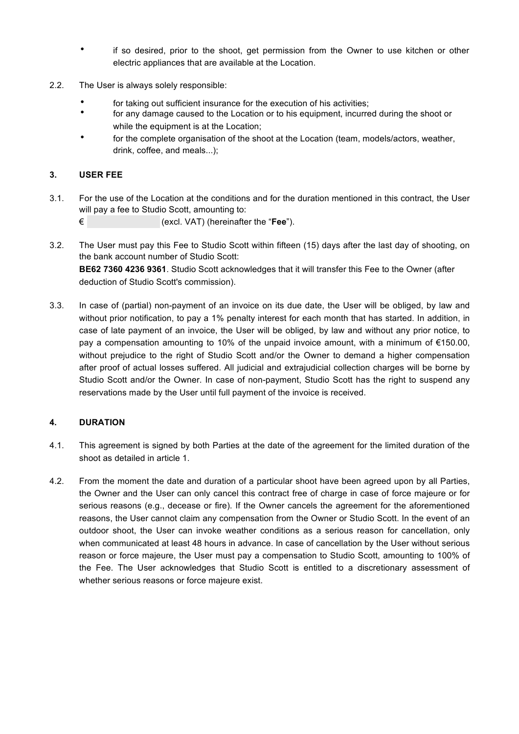- if so desired, prior to the shoot, get permission from the Owner to use kitchen or other electric appliances that are available at the Location.

2.2. The User is always solely responsible:

- for taking out sufficient insurance for the execution of his activities;
- for any damage caused to the Location or to his equipment, incurred during the shoot or while the equipment is at the Location;
- for the complete organisation of the shoot at the Location (team, models/actors, weather, drink, coffee, and meals...);

## 3. USER FEE

3.1. For the use of the Location at the conditions and for the duration mentioned in this contract, the User will pay a fee to Studio Scott, amounting to:
€ (excl. VAT) (hereinafter the "**Fee**").

3.2. The User must pay this Fee to Studio Scott within fifteen (15) days after the last day of shooting, on the bank account number of Studio Scott:
**BE62 7360 4236 9361**. Studio Scott acknowledges that it will transfer this Fee to the Owner (after deduction of Studio Scott's commission).

3.3. In case of (partial) non-payment of an invoice on its due date, the User will be obliged, by law and without prior notification, to pay a 1% penalty interest for each month that has started. In addition, in case of late payment of an invoice, the User will be obliged, by law and without any prior notice, to pay a compensation amounting to 10% of the unpaid invoice amount, with a minimum of €150.00, without prejudice to the right of Studio Scott and/or the Owner to demand a higher compensation after proof of actual losses suffered. All judicial and extrajudicial collection charges will be borne by Studio Scott and/or the Owner. In case of non-payment, Studio Scott has the right to suspend any reservations made by the User until full payment of the invoice is received.

## 4. DURATION

4.1. This agreement is signed by both Parties at the date of the agreement for the limited duration of the shoot as detailed in article 1.

4.2. From the moment the date and duration of a particular shoot have been agreed upon by all Parties, the Owner and the User can only cancel this contract free of charge in case of force majeure or for serious reasons (e.g., decease or fire). If the Owner cancels the agreement for the aforementioned reasons, the User cannot claim any compensation from the Owner or Studio Scott. In the event of an outdoor shoot, the User can invoke weather conditions as a serious reason for cancellation, only when communicated at least 48 hours in advance. In case of cancellation by the User without serious reason or force majeure, the User must pay a compensation to Studio Scott, amounting to 100% of the Fee. The User acknowledges that Studio Scott is entitled to a discretionary assessment of whether serious reasons or force majeure exist.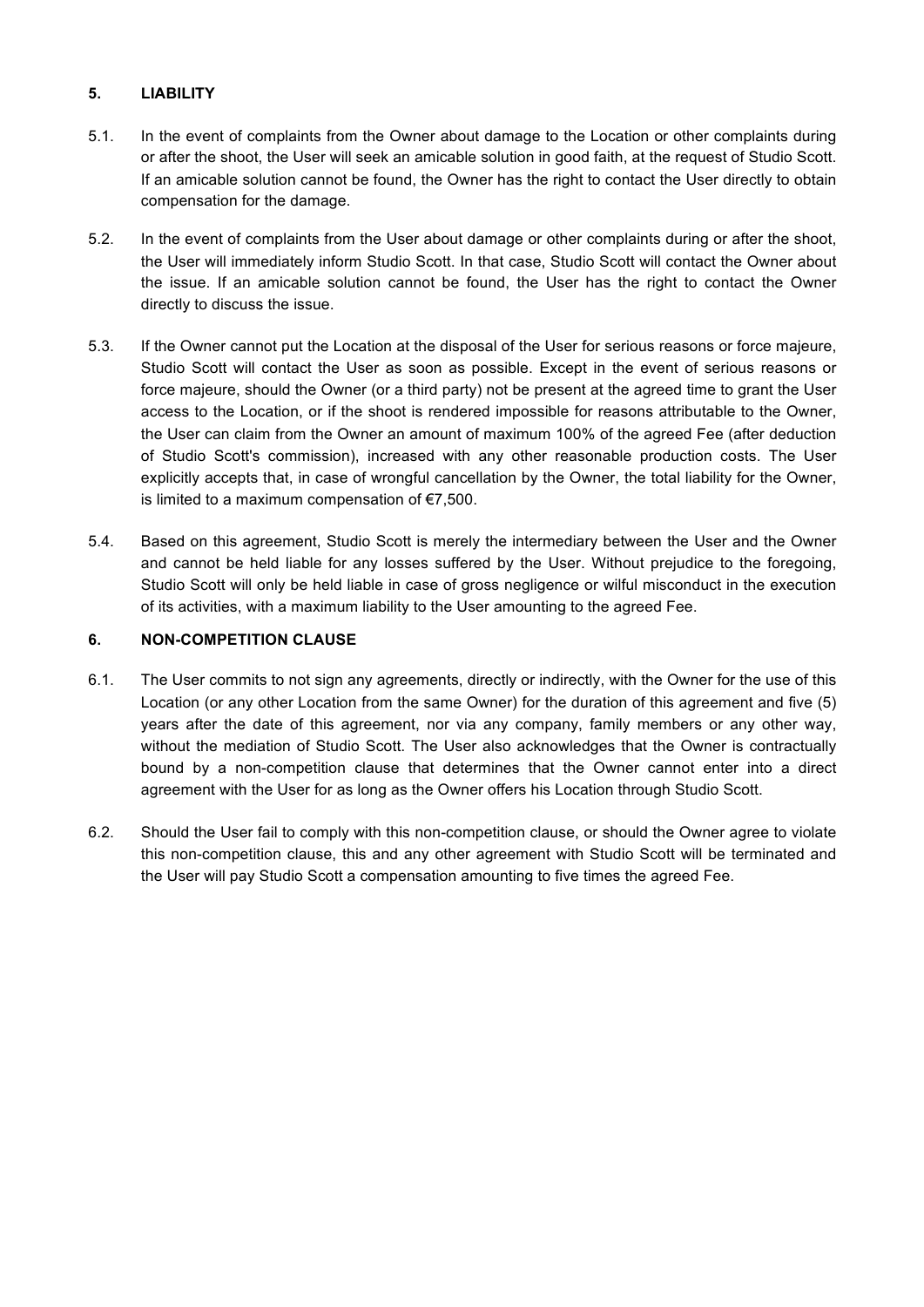## 5. LIABILITY

5.1. In the event of complaints from the Owner about damage to the Location or other complaints during or after the shoot, the User will seek an amicable solution in good faith, at the request of Studio Scott. If an amicable solution cannot be found, the Owner has the right to contact the User directly to obtain compensation for the damage.

5.2. In the event of complaints from the User about damage or other complaints during or after the shoot, the User will immediately inform Studio Scott. In that case, Studio Scott will contact the Owner about the issue. If an amicable solution cannot be found, the User has the right to contact the Owner directly to discuss the issue.

5.3. If the Owner cannot put the Location at the disposal of the User for serious reasons or force majeure, Studio Scott will contact the User as soon as possible. Except in the event of serious reasons or force majeure, should the Owner (or a third party) not be present at the agreed time to grant the User access to the Location, or if the shoot is rendered impossible for reasons attributable to the Owner, the User can claim from the Owner an amount of maximum 100% of the agreed Fee (after deduction of Studio Scott's commission), increased with any other reasonable production costs. The User explicitly accepts that, in case of wrongful cancellation by the Owner, the total liability for the Owner, is limited to a maximum compensation of €7,500.

5.4. Based on this agreement, Studio Scott is merely the intermediary between the User and the Owner and cannot be held liable for any losses suffered by the User. Without prejudice to the foregoing, Studio Scott will only be held liable in case of gross negligence or wilful misconduct in the execution of its activities, with a maximum liability to the User amounting to the agreed Fee.

## 6. NON-COMPETITION CLAUSE

6.1. The User commits to not sign any agreements, directly or indirectly, with the Owner for the use of this Location (or any other Location from the same Owner) for the duration of this agreement and five (5) years after the date of this agreement, nor via any company, family members or any other way, without the mediation of Studio Scott. The User also acknowledges that the Owner is contractually bound by a non-competition clause that determines that the Owner cannot enter into a direct agreement with the User for as long as the Owner offers his Location through Studio Scott.

6.2. Should the User fail to comply with this non-competition clause, or should the Owner agree to violate this non-competition clause, this and any other agreement with Studio Scott will be terminated and the User will pay Studio Scott a compensation amounting to five times the agreed Fee.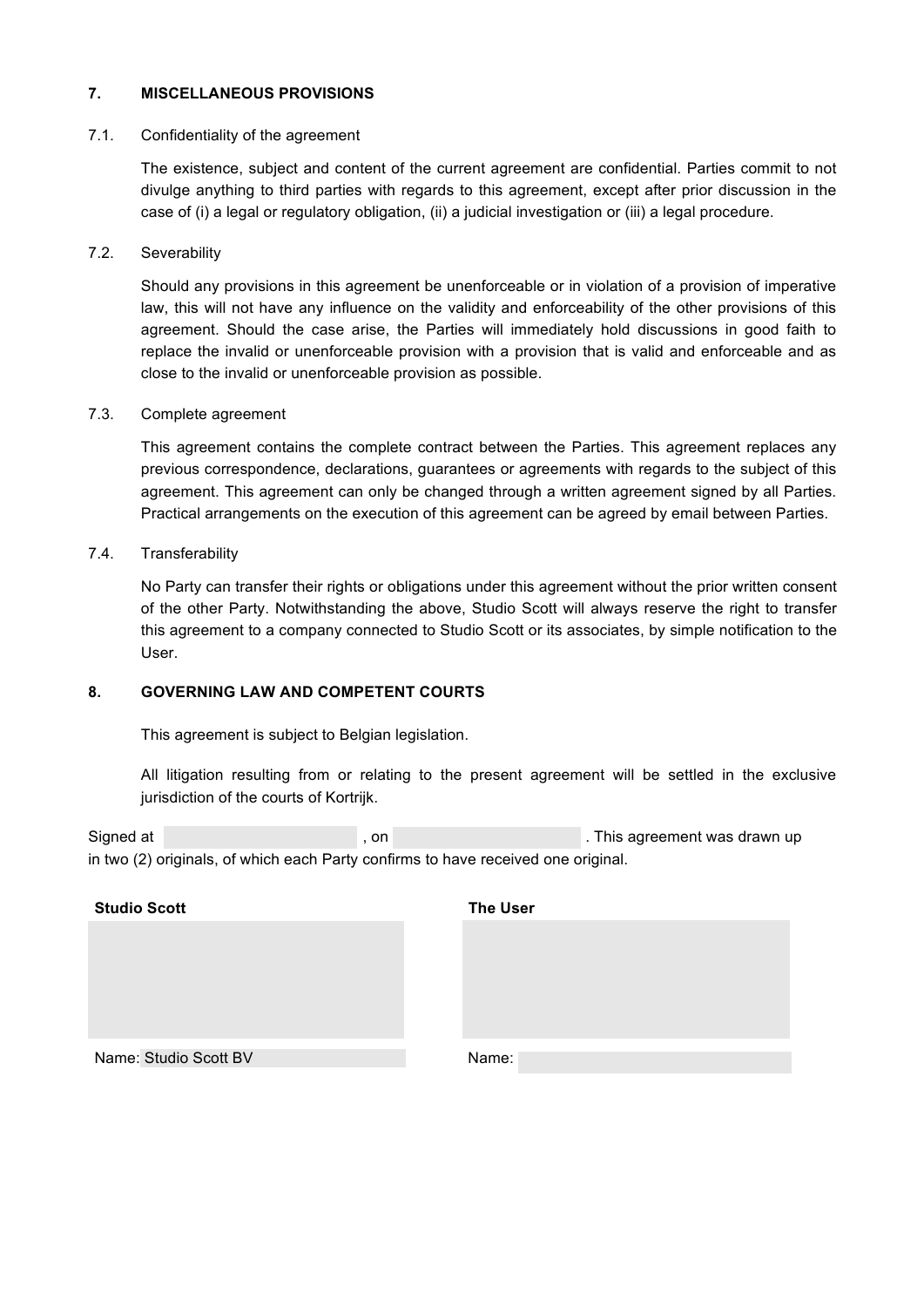## 7. MISCELLANEOUS PROVISIONS

### 7.1. Confidentiality of the agreement

The existence, subject and content of the current agreement are confidential. Parties commit to not divulge anything to third parties with regards to this agreement, except after prior discussion in the case of (i) a legal or regulatory obligation, (ii) a judicial investigation or (iii) a legal procedure.

### 7.2. Severability

Should any provisions in this agreement be unenforceable or in violation of a provision of imperative law, this will not have any influence on the validity and enforceability of the other provisions of this agreement. Should the case arise, the Parties will immediately hold discussions in good faith to replace the invalid or unenforceable provision with a provision that is valid and enforceable and as close to the invalid or unenforceable provision as possible.

### 7.3. Complete agreement

This agreement contains the complete contract between the Parties. This agreement replaces any previous correspondence, declarations, guarantees or agreements with regards to the subject of this agreement. This agreement can only be changed through a written agreement signed by all Parties. Practical arrangements on the execution of this agreement can be agreed by email between Parties.

### 7.4. Transferability

No Party can transfer their rights or obligations under this agreement without the prior written consent of the other Party. Notwithstanding the above, Studio Scott will always reserve the right to transfer this agreement to a company connected to Studio Scott or its associates, by simple notification to the User.

## 8. GOVERNING LAW AND COMPETENT COURTS

This agreement is subject to Belgian legislation.

All litigation resulting from or relating to the present agreement will be settled in the exclusive jurisdiction of the courts of Kortrijk.

Signed at \_\_\_\_\_\_\_\_\_\_\_\_, on \_\_\_\_\_\_\_\_\_\_\_\_. This agreement was drawn up in two (2) originals, of which each Party confirms to have received one original.

| **Studio Scott** | **The User** |
| --- | --- |
| | |
| Name: Studio Scott BV | Name: |